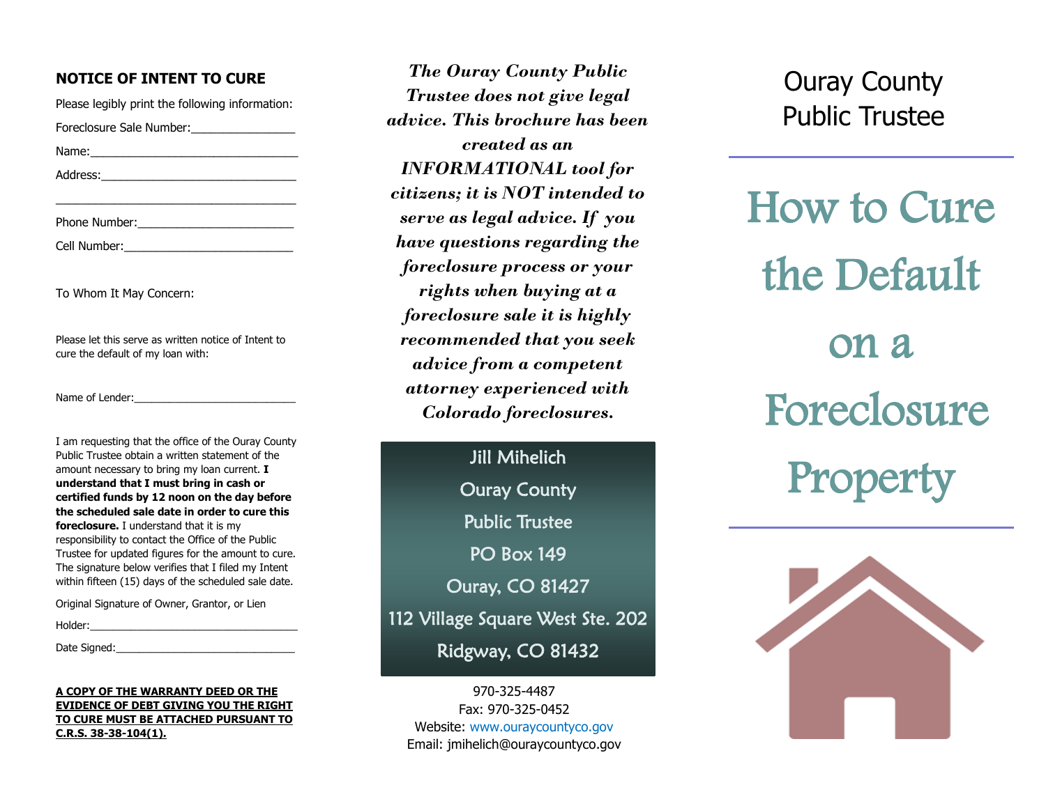## NOTICE OF INTENT TO CURE

Please legibly print the following information:

Foreclosure Sale Number:________________

Name:________________________________

Address:______________________________

______________________________________

Phone Number:________________________

Cell Number:__________________________

To Whom It May Concern:

Please let this serve as written notice of Intent to cure the default of my loan with:

Name of Lender:___________________________

I am requesting that the office of the Ouray County Public Trustee obtain a written statement of the amount necessary to bring my loan current. **I understand that I must bring in cash or certified funds by 12 noon on the day before the scheduled sale date in order to cure this foreclosure.** I understand that it is my responsibility to contact the Office of the Public Trustee for updated figures for the amount to cure. The signature below verifies that I filed my Intent within fifteen (15) days of the scheduled sale date.

Original Signature of Owner, Grantor, or Lien Holder:___________________________________

Date Signed:______________________________

**A COPY OF THE WARRANTY DEED OR THE EVIDENCE OF DEBT GIVING YOU THE RIGHT TO CURE MUST BE ATTACHED PURSUANT TO C.R.S. 38-38-104(1).**

***The Ouray County Public Trustee does not give legal advice. This brochure has been created as an INFORMATIONAL tool for citizens; it is NOT intended to serve as legal advice. If you have questions regarding the foreclosure process or your rights when buying at a foreclosure sale it is highly recommended that you seek advice from a competent attorney experienced with Colorado foreclosures.***

Jill Mihelich
Ouray County
Public Trustee
PO Box 149
Ouray, CO 81427
112 Village Square West Ste. 202
Ridgway, CO 81432

970-325-4487
Fax: 970-325-0452
Website: www.ouraycountyco.gov
Email: jmihelich@ouraycountyco.gov

Ouray County
Public Trustee

# How to Cure the Default on a Foreclosure Property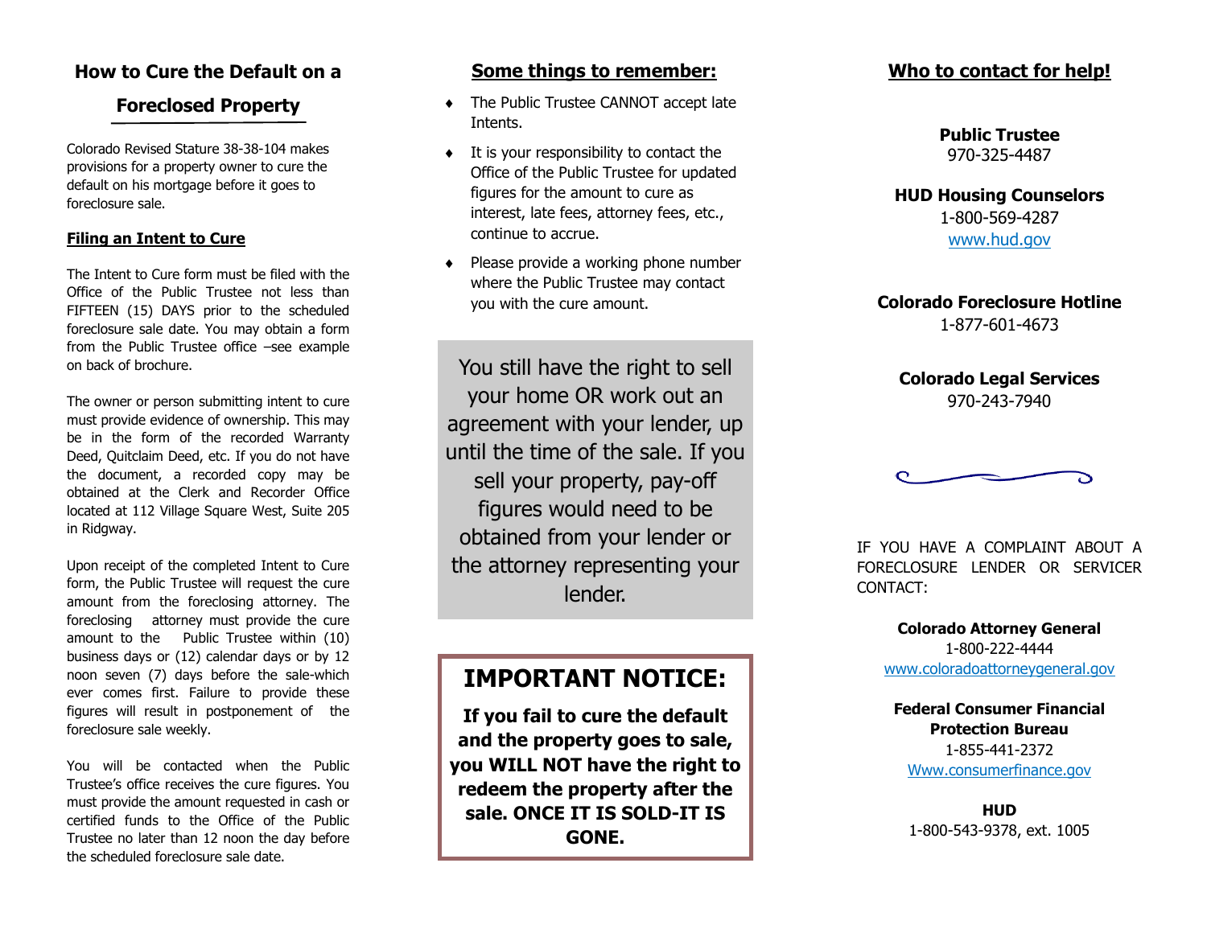## How to Cure the Default on a Foreclosed Property

Colorado Revised Stature 38-38-104 makes provisions for a property owner to cure the default on his mortgage before it goes to foreclosure sale.

### Filing an Intent to Cure

The Intent to Cure form must be filed with the Office of the Public Trustee not less than FIFTEEN (15) DAYS prior to the scheduled foreclosure sale date. You may obtain a form from the Public Trustee office –see example on back of brochure.

The owner or person submitting intent to cure must provide evidence of ownership. This may be in the form of the recorded Warranty Deed, Quitclaim Deed, etc. If you do not have the document, a recorded copy may be obtained at the Clerk and Recorder Office located at 112 Village Square West, Suite 205 in Ridgway.

Upon receipt of the completed Intent to Cure form, the Public Trustee will request the cure amount from the foreclosing attorney. The foreclosing attorney must provide the cure amount to the Public Trustee within (10) business days or (12) calendar days or by 12 noon seven (7) days before the sale-which ever comes first. Failure to provide these figures will result in postponement of the foreclosure sale weekly.

You will be contacted when the Public Trustee's office receives the cure figures. You must provide the amount requested in cash or certified funds to the Office of the Public Trustee no later than 12 noon the day before the scheduled foreclosure sale date.

## Some things to remember:

- The Public Trustee CANNOT accept late Intents.
- It is your responsibility to contact the Office of the Public Trustee for updated figures for the amount to cure as interest, late fees, attorney fees, etc., continue to accrue.
- Please provide a working phone number where the Public Trustee may contact you with the cure amount.

You still have the right to sell your home OR work out an agreement with your lender, up until the time of the sale. If you sell your property, pay-off figures would need to be obtained from your lender or the attorney representing your lender.

## IMPORTANT NOTICE:

**If you fail to cure the default and the property goes to sale, you WILL NOT have the right to redeem the property after the sale. ONCE IT IS SOLD-IT IS GONE.**

## Who to contact for help!

**Public Trustee**
970-325-4487

**HUD Housing Counselors**
1-800-569-4287
www.hud.gov

**Colorado Foreclosure Hotline**
1-877-601-4673

**Colorado Legal Services**
970-243-7940

IF YOU HAVE A COMPLAINT ABOUT A FORECLOSURE LENDER OR SERVICER CONTACT:

**Colorado Attorney General**
1-800-222-4444
www.coloradoattorneygeneral.gov

**Federal Consumer Financial Protection Bureau**
1-855-441-2372
Www.consumerfinance.gov

**HUD**
1-800-543-9378, ext. 1005